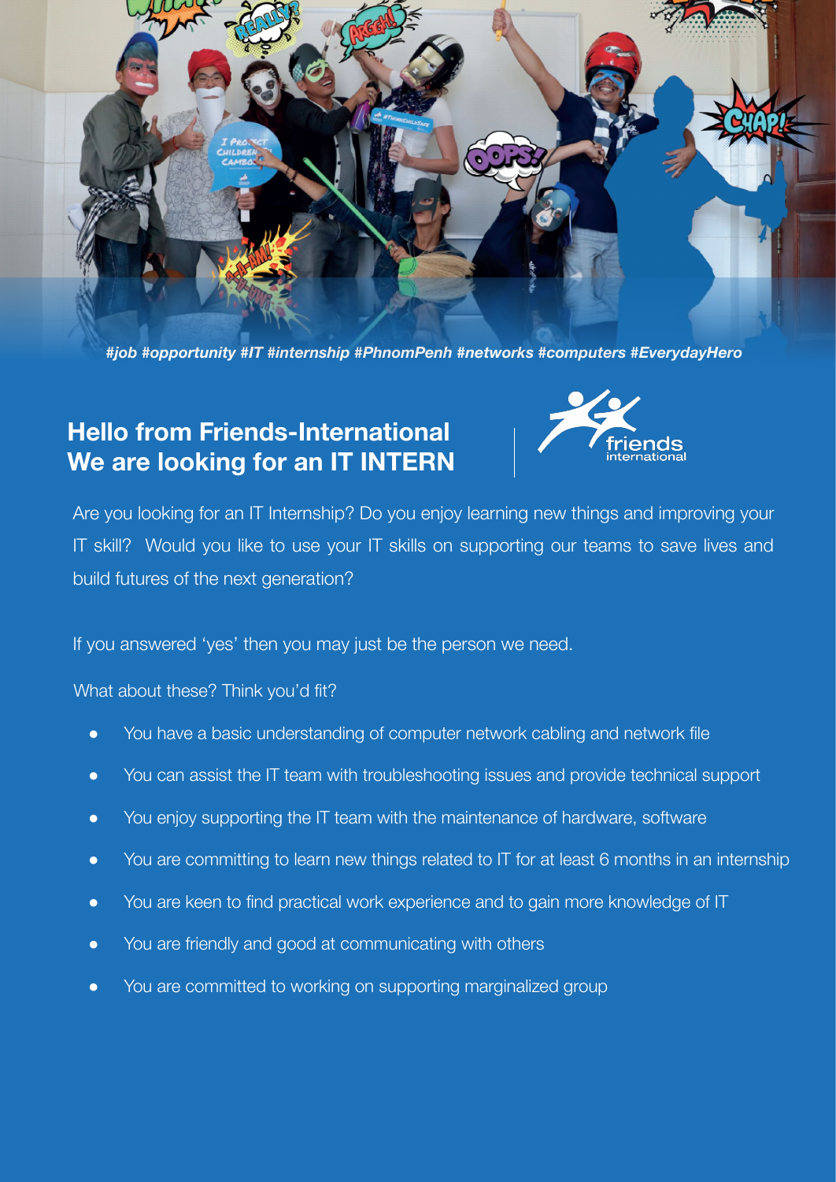*#job #opportunity #IT #internship #PhnomPenh #networks #computers #EverydayHero*

## Hello from Friends-International
## We are looking for an IT INTERN

Are you looking for an IT Internship? Do you enjoy learning new things and improving your IT skill? Would you like to use your IT skills on supporting our teams to save lives and build futures of the next generation?

If you answered 'yes' then you may just be the person we need.

What about these? Think you'd fit?

- You have a basic understanding of computer network cabling and network file
- You can assist the IT team with troubleshooting issues and provide technical support
- You enjoy supporting the IT team with the maintenance of hardware, software
- You are committing to learn new things related to IT for at least 6 months in an internship
- You are keen to find practical work experience and to gain more knowledge of IT
- You are friendly and good at communicating with others
- You are committed to working on supporting marginalized group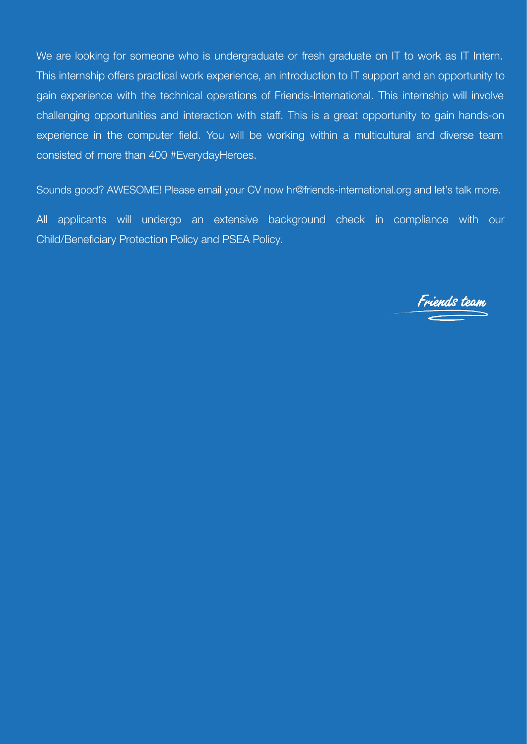We are looking for someone who is undergraduate or fresh graduate on IT to work as IT Intern. This internship offers practical work experience, an introduction to IT support and an opportunity to gain experience with the technical operations of Friends-International. This internship will involve challenging opportunities and interaction with staff. This is a great opportunity to gain hands-on experience in the computer field. You will be working within a multicultural and diverse team consisted of more than 400 #EverydayHeroes.

Sounds good? AWESOME! Please email your CV now hr@friends-international.org and let's talk more.

All applicants will undergo an extensive background check in compliance with our Child/Beneficiary Protection Policy and PSEA Policy.

*Friends team*